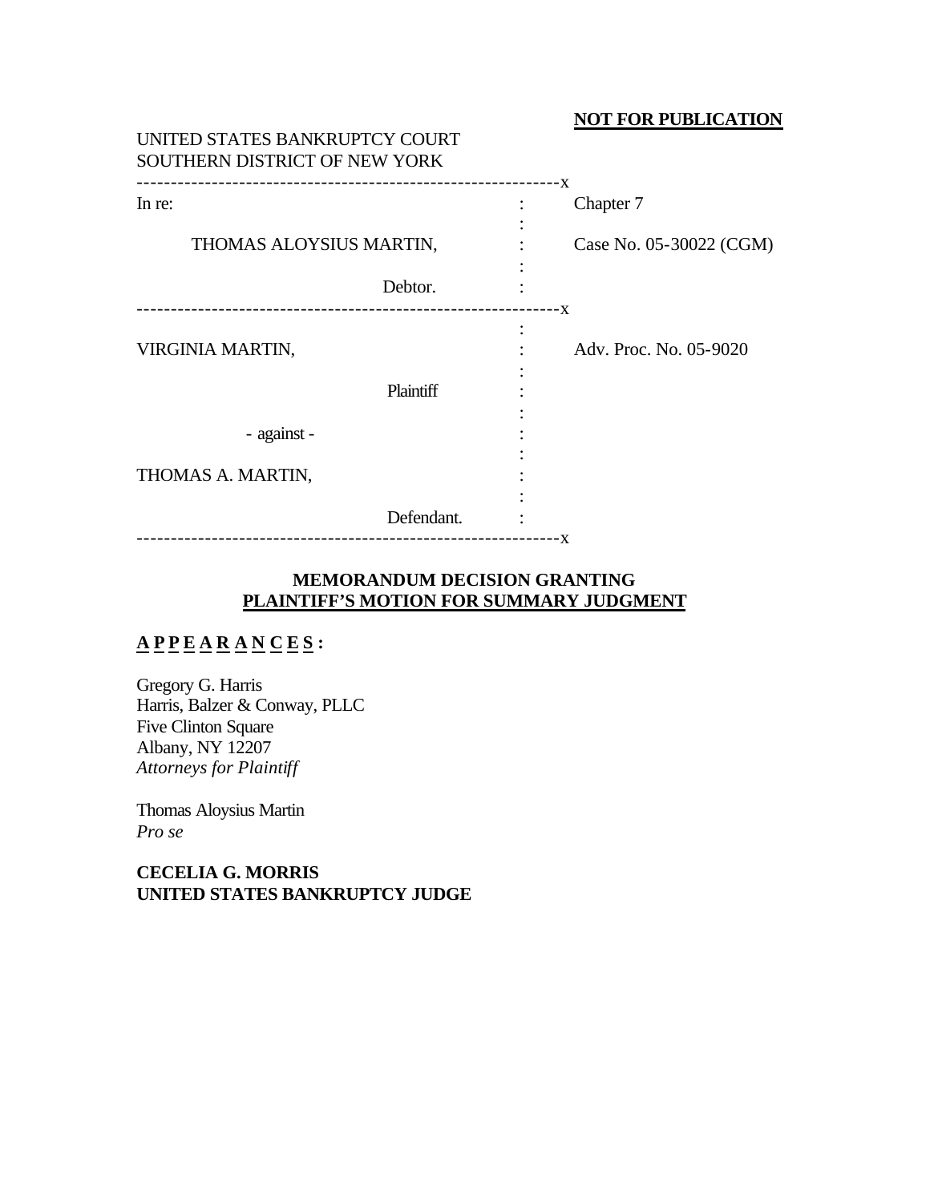**NOT FOR PUBLICATION**

UNITED STATES BANKRUPTCY COURT
SOUTHERN DISTRICT OF NEW YORK

| | | |
|---|---|---|
| In re: | : | Chapter 7 |
| THOMAS ALOYSIUS MARTIN, | : | Case No. 05-30022 (CGM) |
| Debtor. | : | |
| VIRGINIA MARTIN, | : | Adv. Proc. No. 05-9020 |
| Plaintiff | : | |
| - against - | : | |
| THOMAS A. MARTIN, | : | |
| Defendant. | : | |

## MEMORANDUM DECISION GRANTING PLAINTIFF'S MOTION FOR SUMMARY JUDGMENT

**A P P E A R A N C E S :**

Gregory G. Harris
Harris, Balzer & Conway, PLLC
Five Clinton Square
Albany, NY 12207
*Attorneys for Plaintiff*

Thomas Aloysius Martin
*Pro se*

**CECELIA G. MORRIS**
**UNITED STATES BANKRUPTCY JUDGE**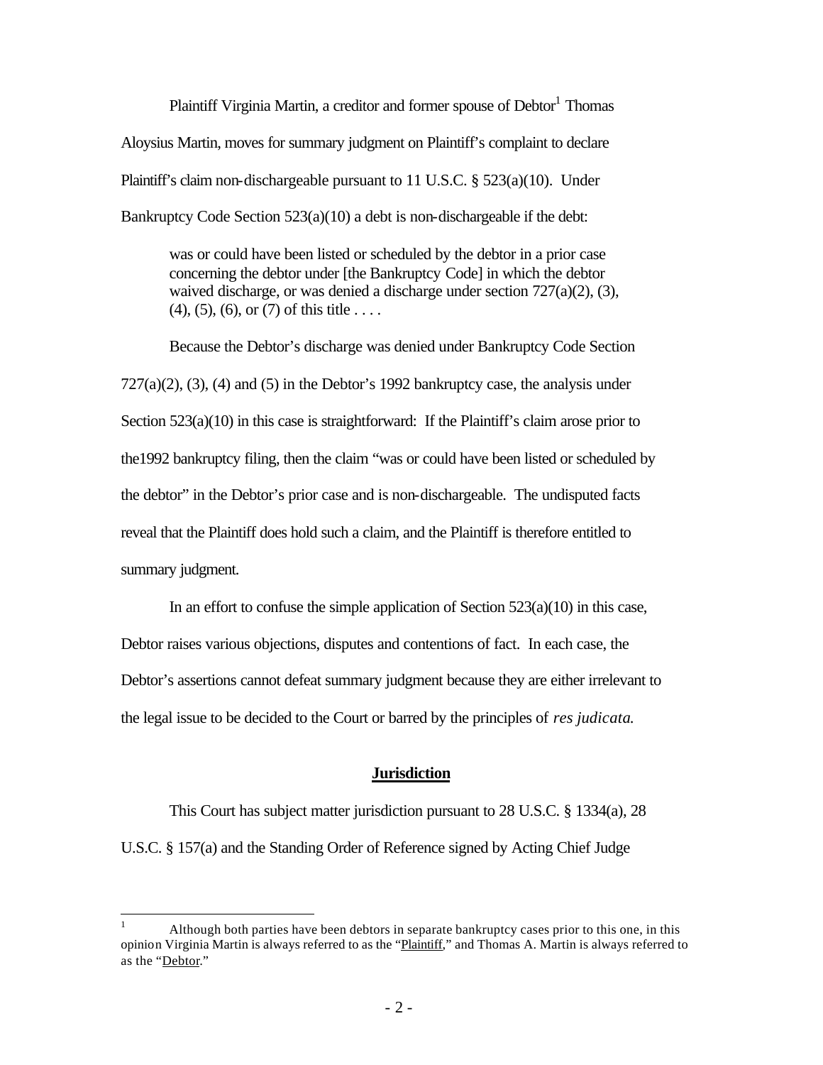Plaintiff Virginia Martin, a creditor and former spouse of Debtor[1] Thomas Aloysius Martin, moves for summary judgment on Plaintiff's complaint to declare Plaintiff's claim non-dischargeable pursuant to 11 U.S.C. § 523(a)(10). Under Bankruptcy Code Section 523(a)(10) a debt is non-dischargeable if the debt:

> was or could have been listed or scheduled by the debtor in a prior case concerning the debtor under [the Bankruptcy Code] in which the debtor waived discharge, or was denied a discharge under section 727(a)(2), (3), (4), (5), (6), or (7) of this title . . . .

Because the Debtor's discharge was denied under Bankruptcy Code Section 727(a)(2), (3), (4) and (5) in the Debtor's 1992 bankruptcy case, the analysis under Section 523(a)(10) in this case is straightforward: If the Plaintiff's claim arose prior to the1992 bankruptcy filing, then the claim "was or could have been listed or scheduled by the debtor" in the Debtor's prior case and is non-dischargeable. The undisputed facts reveal that the Plaintiff does hold such a claim, and the Plaintiff is therefore entitled to summary judgment.

In an effort to confuse the simple application of Section 523(a)(10) in this case, Debtor raises various objections, disputes and contentions of fact. In each case, the Debtor's assertions cannot defeat summary judgment because they are either irrelevant to the legal issue to be decided to the Court or barred by the principles of *res judicata.*

## Jurisdiction

This Court has subject matter jurisdiction pursuant to 28 U.S.C. § 1334(a), 28 U.S.C. § 157(a) and the Standing Order of Reference signed by Acting Chief Judge

---

[1] Although both parties have been debtors in separate bankruptcy cases prior to this one, in this opinion Virginia Martin is always referred to as the "Plaintiff," and Thomas A. Martin is always referred to as the "Debtor."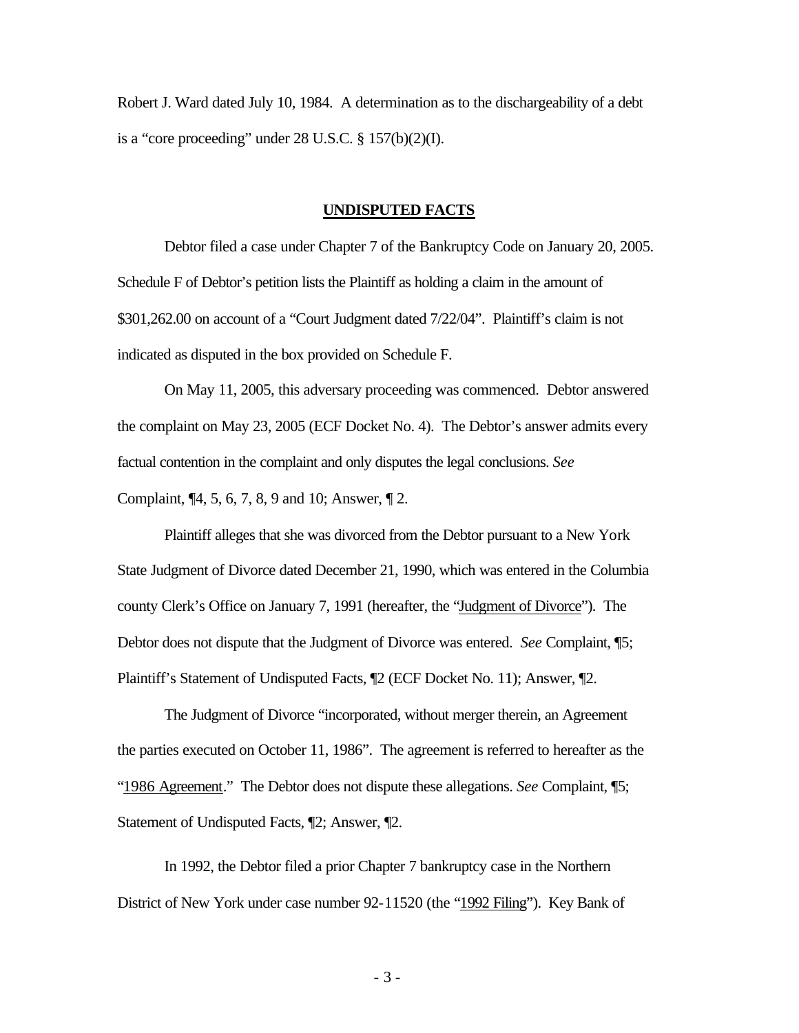Robert J. Ward dated July 10, 1984. A determination as to the dischargeability of a debt is a "core proceeding" under 28 U.S.C. § 157(b)(2)(I).

## **UNDISPUTED FACTS**

Debtor filed a case under Chapter 7 of the Bankruptcy Code on January 20, 2005. Schedule F of Debtor's petition lists the Plaintiff as holding a claim in the amount of $301,262.00 on account of a "Court Judgment dated 7/22/04". Plaintiff's claim is not indicated as disputed in the box provided on Schedule F.

On May 11, 2005, this adversary proceeding was commenced. Debtor answered the complaint on May 23, 2005 (ECF Docket No. 4). The Debtor's answer admits every factual contention in the complaint and only disputes the legal conclusions. *See* Complaint, ¶4, 5, 6, 7, 8, 9 and 10; Answer, ¶ 2.

Plaintiff alleges that she was divorced from the Debtor pursuant to a New York State Judgment of Divorce dated December 21, 1990, which was entered in the Columbia county Clerk's Office on January 7, 1991 (hereafter, the "Judgment of Divorce"). The Debtor does not dispute that the Judgment of Divorce was entered. *See* Complaint, ¶5; Plaintiff's Statement of Undisputed Facts, ¶2 (ECF Docket No. 11); Answer, ¶2.

The Judgment of Divorce "incorporated, without merger therein, an Agreement the parties executed on October 11, 1986". The agreement is referred to hereafter as the "1986 Agreement." The Debtor does not dispute these allegations. *See* Complaint, ¶5; Statement of Undisputed Facts, ¶2; Answer, ¶2.

In 1992, the Debtor filed a prior Chapter 7 bankruptcy case in the Northern District of New York under case number 92-11520 (the "1992 Filing"). Key Bank of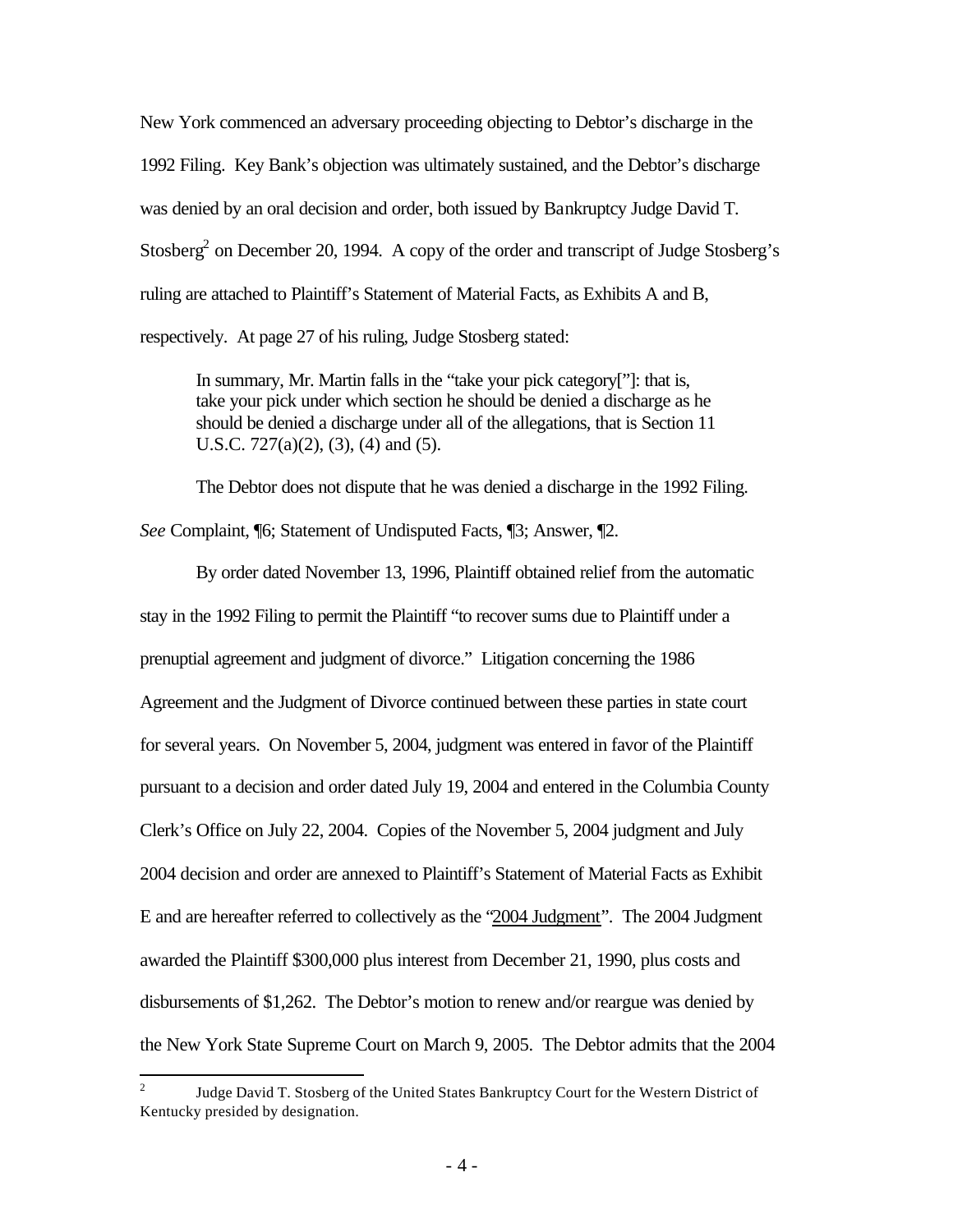New York commenced an adversary proceeding objecting to Debtor's discharge in the 1992 Filing. Key Bank's objection was ultimately sustained, and the Debtor's discharge was denied by an oral decision and order, both issued by Bankruptcy Judge David T. Stosberg[2] on December 20, 1994. A copy of the order and transcript of Judge Stosberg's ruling are attached to Plaintiff's Statement of Material Facts, as Exhibits A and B, respectively. At page 27 of his ruling, Judge Stosberg stated:

> In summary, Mr. Martin falls in the "take your pick category[")]: that is, take your pick under which section he should be denied a discharge as he should be denied a discharge under all of the allegations, that is Section 11 U.S.C. 727(a)(2), (3), (4) and (5).

The Debtor does not dispute that he was denied a discharge in the 1992 Filing. *See* Complaint, ¶6; Statement of Undisputed Facts, ¶3; Answer, ¶2.

By order dated November 13, 1996, Plaintiff obtained relief from the automatic stay in the 1992 Filing to permit the Plaintiff "to recover sums due to Plaintiff under a prenuptial agreement and judgment of divorce." Litigation concerning the 1986 Agreement and the Judgment of Divorce continued between these parties in state court for several years. On November 5, 2004, judgment was entered in favor of the Plaintiff pursuant to a decision and order dated July 19, 2004 and entered in the Columbia County Clerk's Office on July 22, 2004. Copies of the November 5, 2004 judgment and July 2004 decision and order are annexed to Plaintiff's Statement of Material Facts as Exhibit E and are hereafter referred to collectively as the "2004 Judgment". The 2004 Judgment awarded the Plaintiff \$300,000 plus interest from December 21, 1990, plus costs and disbursements of \$1,262. The Debtor's motion to renew and/or reargue was denied by the New York State Supreme Court on March 9, 2005. The Debtor admits that the 2004

---

[2] Judge David T. Stosberg of the United States Bankruptcy Court for the Western District of Kentucky presided by designation.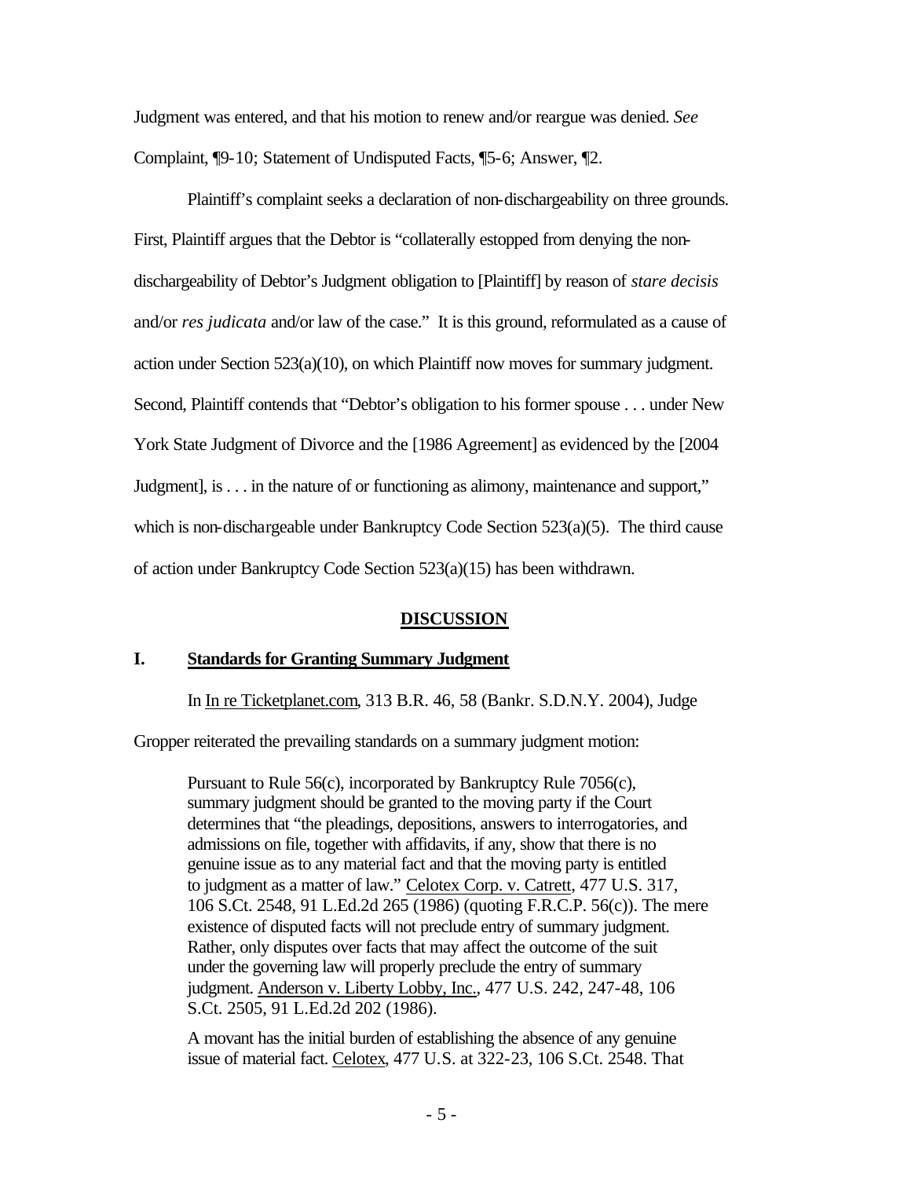Judgment was entered, and that his motion to renew and/or reargue was denied. *See* Complaint, ¶9-10; Statement of Undisputed Facts, ¶5-6; Answer, ¶2.

Plaintiff's complaint seeks a declaration of non-dischargeability on three grounds. First, Plaintiff argues that the Debtor is "collaterally estopped from denying the non-dischargeability of Debtor's Judgment obligation to [Plaintiff] by reason of *stare decisis* and/or *res judicata* and/or law of the case." It is this ground, reformulated as a cause of action under Section 523(a)(10), on which Plaintiff now moves for summary judgment. Second, Plaintiff contends that "Debtor's obligation to his former spouse . . . under New York State Judgment of Divorce and the [1986 Agreement] as evidenced by the [2004 Judgment], is . . . in the nature of or functioning as alimony, maintenance and support," which is non-dischargeable under Bankruptcy Code Section 523(a)(5). The third cause of action under Bankruptcy Code Section 523(a)(15) has been withdrawn.

## DISCUSSION

### I. Standards for Granting Summary Judgment

In In re Ticketplanet.com, 313 B.R. 46, 58 (Bankr. S.D.N.Y. 2004), Judge Gropper reiterated the prevailing standards on a summary judgment motion:

> Pursuant to Rule 56(c), incorporated by Bankruptcy Rule 7056(c), summary judgment should be granted to the moving party if the Court determines that "the pleadings, depositions, answers to interrogatories, and admissions on file, together with affidavits, if any, show that there is no genuine issue as to any material fact and that the moving party is entitled to judgment as a matter of law." Celotex Corp. v. Catrett, 477 U.S. 317, 106 S.Ct. 2548, 91 L.Ed.2d 265 (1986) (quoting F.R.C.P. 56(c)). The mere existence of disputed facts will not preclude entry of summary judgment. Rather, only disputes over facts that may affect the outcome of the suit under the governing law will properly preclude the entry of summary judgment. Anderson v. Liberty Lobby, Inc., 477 U.S. 242, 247-48, 106 S.Ct. 2505, 91 L.Ed.2d 202 (1986).
>
> A movant has the initial burden of establishing the absence of any genuine issue of material fact. Celotex, 477 U.S. at 322-23, 106 S.Ct. 2548. That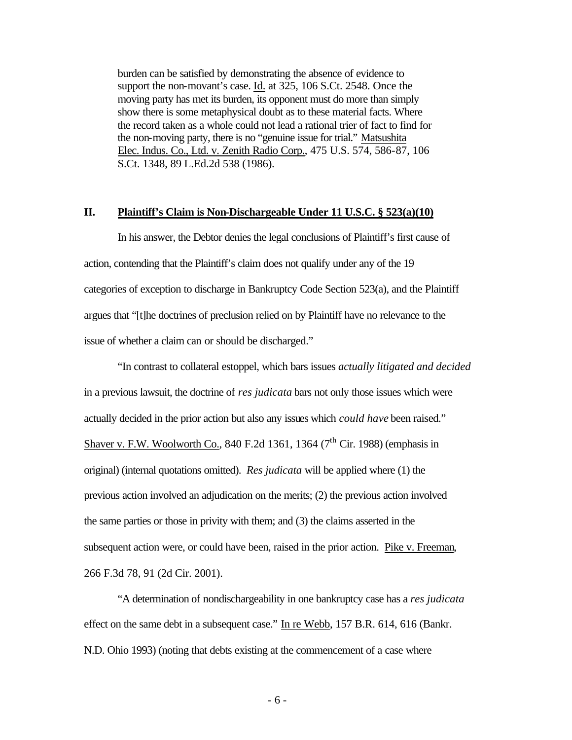> burden can be satisfied by demonstrating the absence of evidence to support the non-movant's case. Id. at 325, 106 S.Ct. 2548. Once the moving party has met its burden, its opponent must do more than simply show there is some metaphysical doubt as to these material facts. Where the record taken as a whole could not lead a rational trier of fact to find for the non-moving party, there is no "genuine issue for trial." Matsushita Elec. Indus. Co., Ltd. v. Zenith Radio Corp., 475 U.S. 574, 586-87, 106 S.Ct. 1348, 89 L.Ed.2d 538 (1986).

## II. Plaintiff's Claim is Non-Dischargeable Under 11 U.S.C. § 523(a)(10)

In his answer, the Debtor denies the legal conclusions of Plaintiff's first cause of action, contending that the Plaintiff's claim does not qualify under any of the 19 categories of exception to discharge in Bankruptcy Code Section 523(a), and the Plaintiff argues that "[t]he doctrines of preclusion relied on by Plaintiff have no relevance to the issue of whether a claim can or should be discharged."

"In contrast to collateral estoppel, which bars issues *actually litigated and decided* in a previous lawsuit, the doctrine of *res judicata* bars not only those issues which were actually decided in the prior action but also any issues which *could have* been raised." Shaver v. F.W. Woolworth Co., 840 F.2d 1361, 1364 (7th Cir. 1988) (emphasis in original) (internal quotations omitted). *Res judicata* will be applied where (1) the previous action involved an adjudication on the merits; (2) the previous action involved the same parties or those in privity with them; and (3) the claims asserted in the subsequent action were, or could have been, raised in the prior action. Pike v. Freeman, 266 F.3d 78, 91 (2d Cir. 2001).

"A determination of nondischargeability in one bankruptcy case has a *res judicata* effect on the same debt in a subsequent case." In re Webb, 157 B.R. 614, 616 (Bankr. N.D. Ohio 1993) (noting that debts existing at the commencement of a case where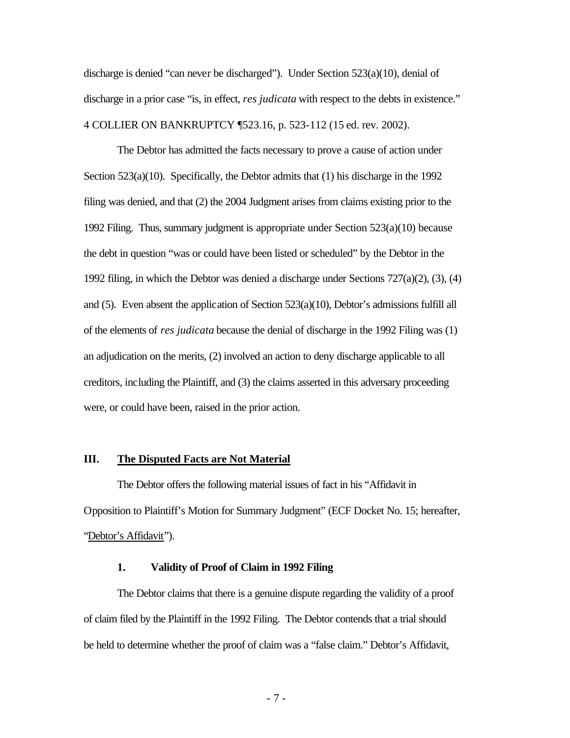discharge is denied "can never be discharged"). Under Section 523(a)(10), denial of discharge in a prior case "is, in effect, *res judicata* with respect to the debts in existence." 4 COLLIER ON BANKRUPTCY ¶523.16, p. 523-112 (15 ed. rev. 2002).

The Debtor has admitted the facts necessary to prove a cause of action under Section 523(a)(10). Specifically, the Debtor admits that (1) his discharge in the 1992 filing was denied, and that (2) the 2004 Judgment arises from claims existing prior to the 1992 Filing. Thus, summary judgment is appropriate under Section 523(a)(10) because the debt in question "was or could have been listed or scheduled" by the Debtor in the 1992 filing, in which the Debtor was denied a discharge under Sections 727(a)(2), (3), (4) and (5). Even absent the application of Section 523(a)(10), Debtor's admissions fulfill all of the elements of *res judicata* because the denial of discharge in the 1992 Filing was (1) an adjudication on the merits, (2) involved an action to deny discharge applicable to all creditors, including the Plaintiff, and (3) the claims asserted in this adversary proceeding were, or could have been, raised in the prior action.

## III. <u>The Disputed Facts are Not Material</u>

The Debtor offers the following material issues of fact in his "Affidavit in Opposition to Plaintiff's Motion for Summary Judgment" (ECF Docket No. 15; hereafter, "<u>Debtor's Affidavit</u>").

### 1. Validity of Proof of Claim in 1992 Filing

The Debtor claims that there is a genuine dispute regarding the validity of a proof of claim filed by the Plaintiff in the 1992 Filing. The Debtor contends that a trial should be held to determine whether the proof of claim was a "false claim." Debtor's Affidavit,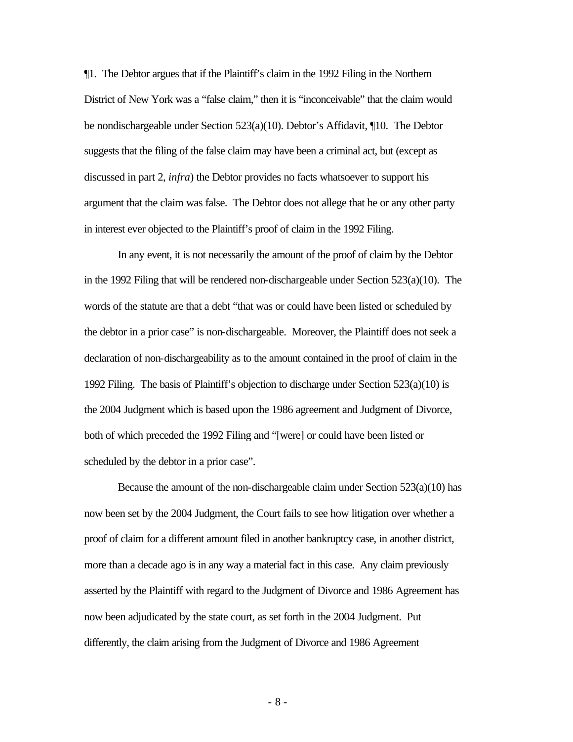¶1. The Debtor argues that if the Plaintiff's claim in the 1992 Filing in the Northern District of New York was a "false claim," then it is "inconceivable" that the claim would be nondischargeable under Section 523(a)(10). Debtor's Affidavit, ¶10. The Debtor suggests that the filing of the false claim may have been a criminal act, but (except as discussed in part 2, *infra*) the Debtor provides no facts whatsoever to support his argument that the claim was false. The Debtor does not allege that he or any other party in interest ever objected to the Plaintiff's proof of claim in the 1992 Filing.

In any event, it is not necessarily the amount of the proof of claim by the Debtor in the 1992 Filing that will be rendered non-dischargeable under Section 523(a)(10). The words of the statute are that a debt "that was or could have been listed or scheduled by the debtor in a prior case" is non-dischargeable. Moreover, the Plaintiff does not seek a declaration of non-dischargeability as to the amount contained in the proof of claim in the 1992 Filing. The basis of Plaintiff's objection to discharge under Section 523(a)(10) is the 2004 Judgment which is based upon the 1986 agreement and Judgment of Divorce, both of which preceded the 1992 Filing and "[were] or could have been listed or scheduled by the debtor in a prior case".

Because the amount of the non-dischargeable claim under Section 523(a)(10) has now been set by the 2004 Judgment, the Court fails to see how litigation over whether a proof of claim for a different amount filed in another bankruptcy case, in another district, more than a decade ago is in any way a material fact in this case. Any claim previously asserted by the Plaintiff with regard to the Judgment of Divorce and 1986 Agreement has now been adjudicated by the state court, as set forth in the 2004 Judgment. Put differently, the claim arising from the Judgment of Divorce and 1986 Agreement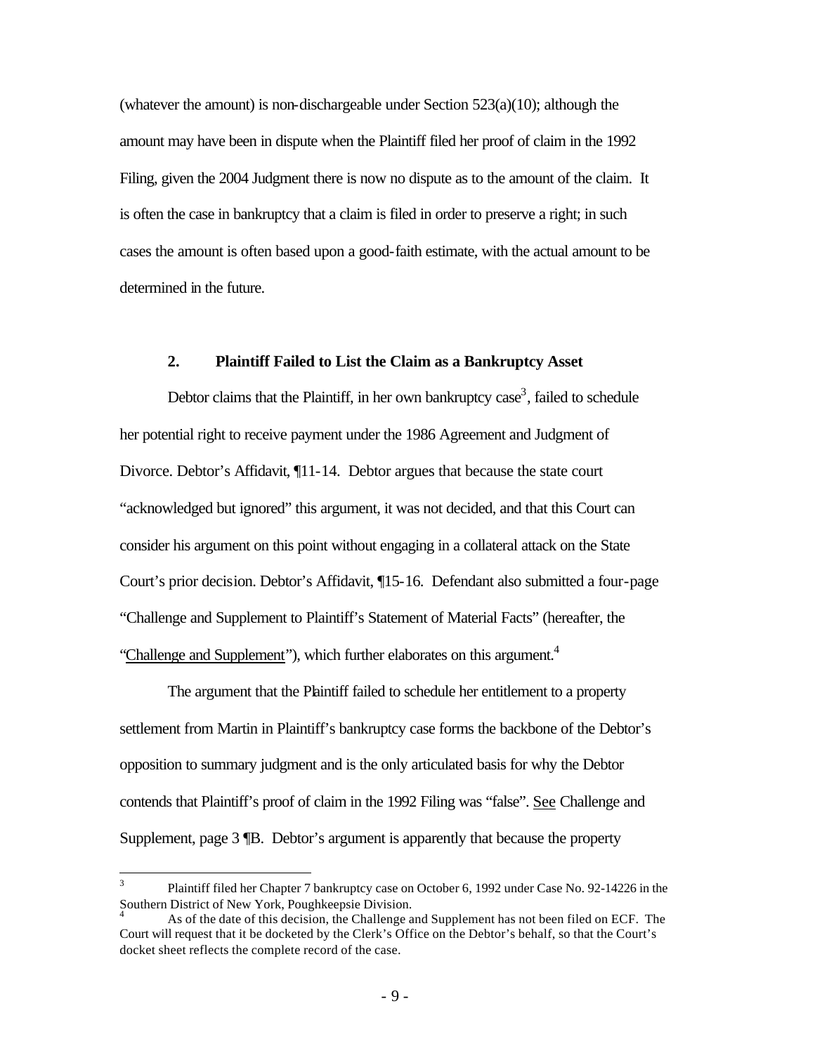(whatever the amount) is non-dischargeable under Section 523(a)(10); although the amount may have been in dispute when the Plaintiff filed her proof of claim in the 1992 Filing, given the 2004 Judgment there is now no dispute as to the amount of the claim. It is often the case in bankruptcy that a claim is filed in order to preserve a right; in such cases the amount is often based upon a good-faith estimate, with the actual amount to be determined in the future.

### 2. Plaintiff Failed to List the Claim as a Bankruptcy Asset

Debtor claims that the Plaintiff, in her own bankruptcy case[3], failed to schedule her potential right to receive payment under the 1986 Agreement and Judgment of Divorce. Debtor's Affidavit, ¶11-14. Debtor argues that because the state court "acknowledged but ignored" this argument, it was not decided, and that this Court can consider his argument on this point without engaging in a collateral attack on the State Court's prior decision. Debtor's Affidavit, ¶15-16. Defendant also submitted a four-page "Challenge and Supplement to Plaintiff's Statement of Material Facts" (hereafter, the "Challenge and Supplement"), which further elaborates on this argument.[4]

The argument that the Plaintiff failed to schedule her entitlement to a property settlement from Martin in Plaintiff's bankruptcy case forms the backbone of the Debtor's opposition to summary judgment and is the only articulated basis for why the Debtor contends that Plaintiff's proof of claim in the 1992 Filing was "false". See Challenge and Supplement, page 3 ¶B. Debtor's argument is apparently that because the property

---

[3] Plaintiff filed her Chapter 7 bankruptcy case on October 6, 1992 under Case No. 92-14226 in the Southern District of New York, Poughkeepsie Division.

[4] As of the date of this decision, the Challenge and Supplement has not been filed on ECF. The Court will request that it be docketed by the Clerk's Office on the Debtor's behalf, so that the Court's docket sheet reflects the complete record of the case.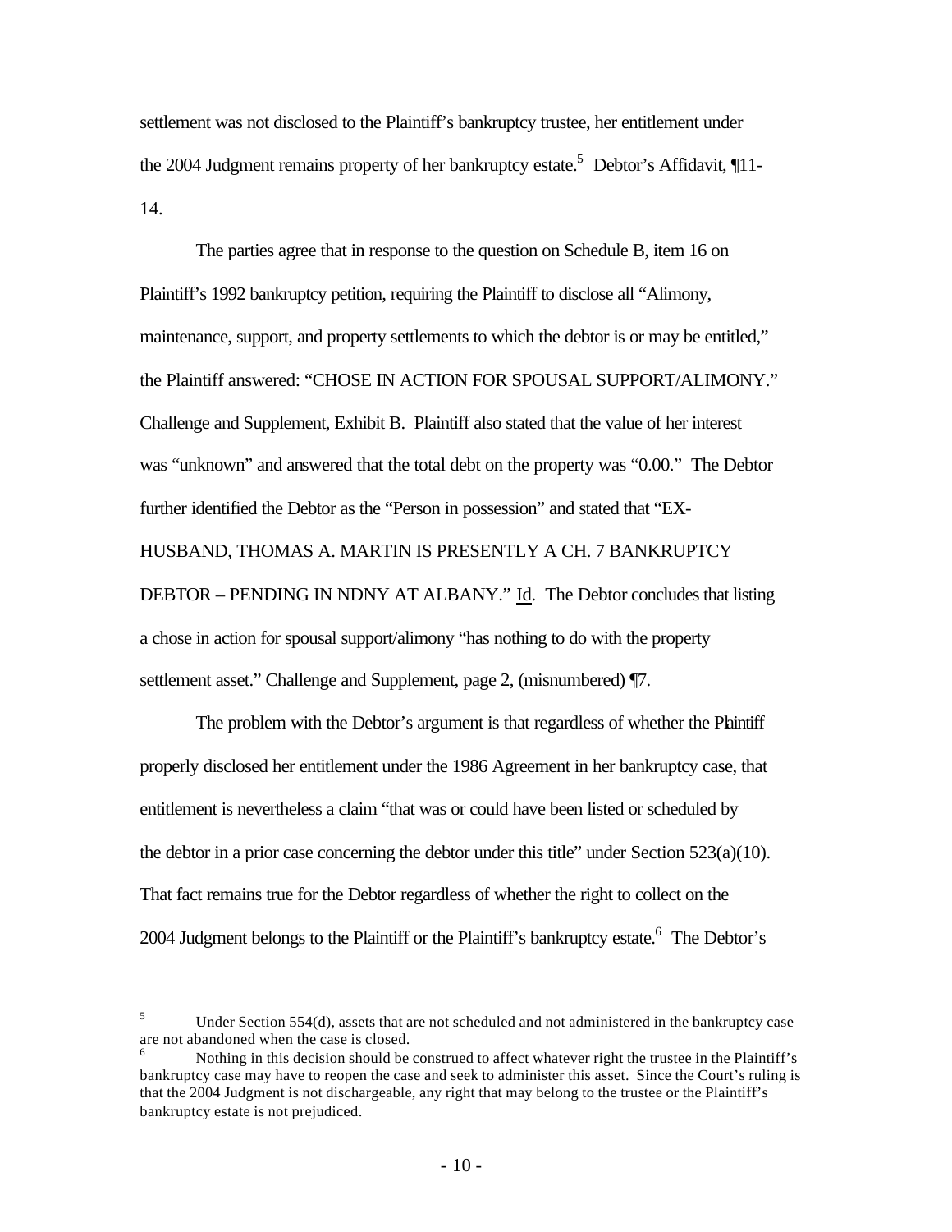settlement was not disclosed to the Plaintiff's bankruptcy trustee, her entitlement under the 2004 Judgment remains property of her bankruptcy estate.[5] Debtor's Affidavit, ¶11-14.

The parties agree that in response to the question on Schedule B, item 16 on Plaintiff's 1992 bankruptcy petition, requiring the Plaintiff to disclose all "Alimony, maintenance, support, and property settlements to which the debtor is or may be entitled," the Plaintiff answered: "CHOSE IN ACTION FOR SPOUSAL SUPPORT/ALIMONY." Challenge and Supplement, Exhibit B. Plaintiff also stated that the value of her interest was "unknown" and answered that the total debt on the property was "0.00." The Debtor further identified the Debtor as the "Person in possession" and stated that "EX-HUSBAND, THOMAS A. MARTIN IS PRESENTLY A CH. 7 BANKRUPTCY DEBTOR – PENDING IN NDNY AT ALBANY." Id. The Debtor concludes that listing a chose in action for spousal support/alimony "has nothing to do with the property settlement asset." Challenge and Supplement, page 2, (misnumbered) ¶7.

The problem with the Debtor's argument is that regardless of whether the Plaintiff properly disclosed her entitlement under the 1986 Agreement in her bankruptcy case, that entitlement is nevertheless a claim "that was or could have been listed or scheduled by the debtor in a prior case concerning the debtor under this title" under Section 523(a)(10). That fact remains true for the Debtor regardless of whether the right to collect on the 2004 Judgment belongs to the Plaintiff or the Plaintiff's bankruptcy estate.[6] The Debtor's

---

[5] Under Section 554(d), assets that are not scheduled and not administered in the bankruptcy case are not abandoned when the case is closed.

[6] Nothing in this decision should be construed to affect whatever right the trustee in the Plaintiff's bankruptcy case may have to reopen the case and seek to administer this asset. Since the Court's ruling is that the 2004 Judgment is not dischargeable, any right that may belong to the trustee or the Plaintiff's bankruptcy estate is not prejudiced.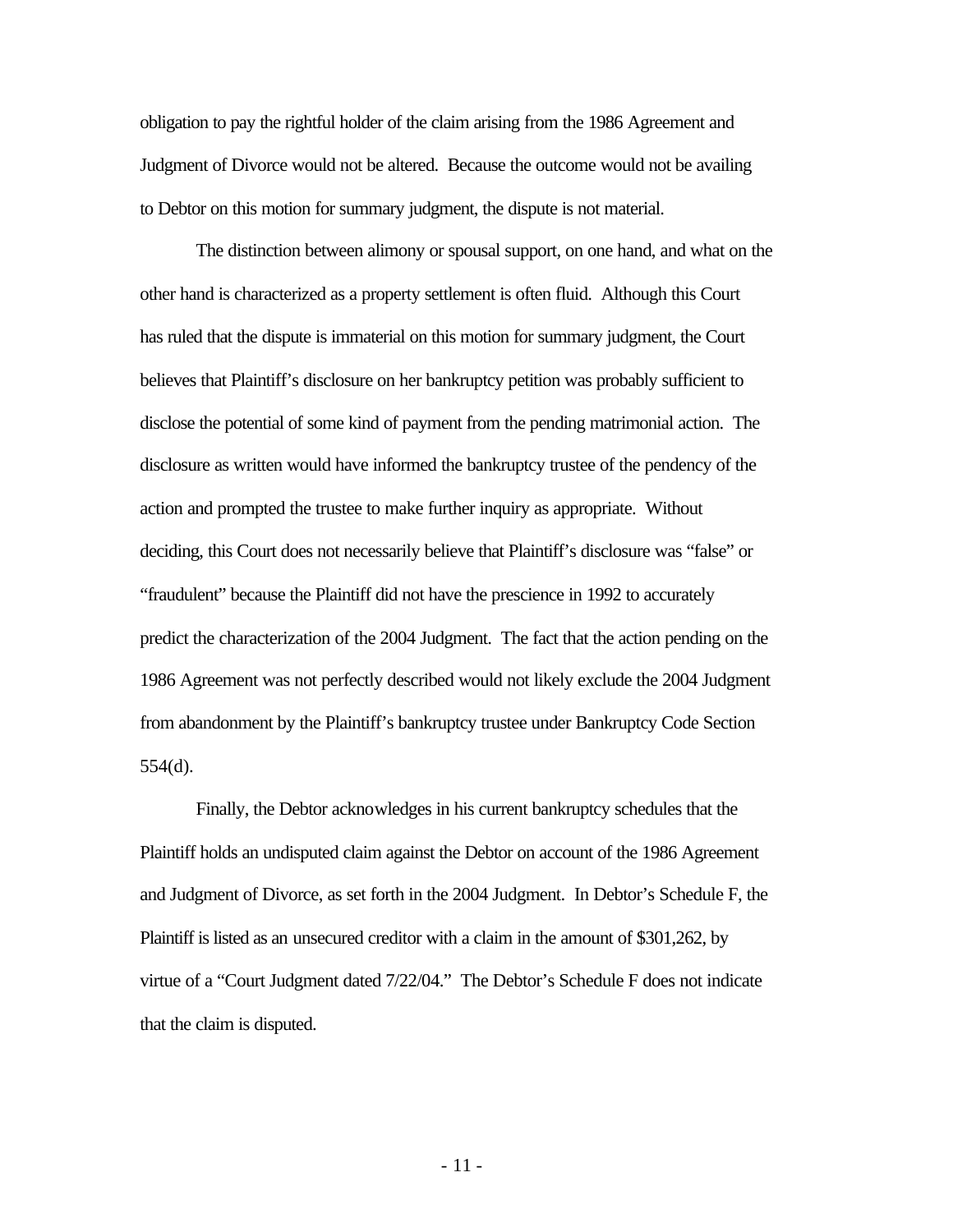obligation to pay the rightful holder of the claim arising from the 1986 Agreement and Judgment of Divorce would not be altered. Because the outcome would not be availing to Debtor on this motion for summary judgment, the dispute is not material.

The distinction between alimony or spousal support, on one hand, and what on the other hand is characterized as a property settlement is often fluid. Although this Court has ruled that the dispute is immaterial on this motion for summary judgment, the Court believes that Plaintiff's disclosure on her bankruptcy petition was probably sufficient to disclose the potential of some kind of payment from the pending matrimonial action. The disclosure as written would have informed the bankruptcy trustee of the pendency of the action and prompted the trustee to make further inquiry as appropriate. Without deciding, this Court does not necessarily believe that Plaintiff's disclosure was "false" or "fraudulent" because the Plaintiff did not have the prescience in 1992 to accurately predict the characterization of the 2004 Judgment. The fact that the action pending on the 1986 Agreement was not perfectly described would not likely exclude the 2004 Judgment from abandonment by the Plaintiff's bankruptcy trustee under Bankruptcy Code Section 554(d).

Finally, the Debtor acknowledges in his current bankruptcy schedules that the Plaintiff holds an undisputed claim against the Debtor on account of the 1986 Agreement and Judgment of Divorce, as set forth in the 2004 Judgment. In Debtor's Schedule F, the Plaintiff is listed as an unsecured creditor with a claim in the amount of $301,262, by virtue of a "Court Judgment dated 7/22/04." The Debtor's Schedule F does not indicate that the claim is disputed.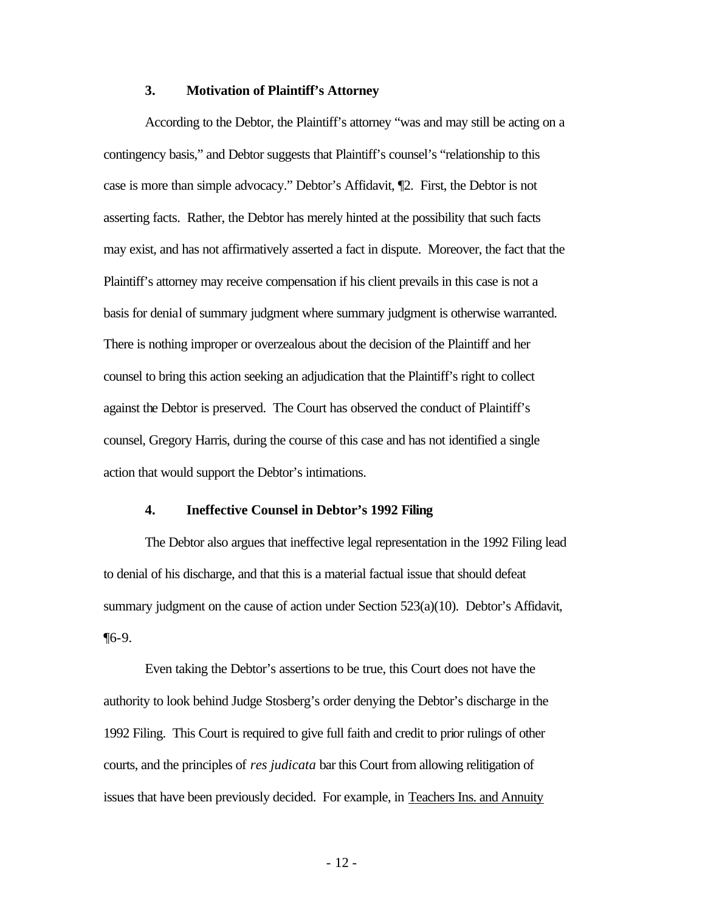### 3. Motivation of Plaintiff's Attorney

According to the Debtor, the Plaintiff's attorney "was and may still be acting on a contingency basis," and Debtor suggests that Plaintiff's counsel's "relationship to this case is more than simple advocacy." Debtor's Affidavit, ¶2. First, the Debtor is not asserting facts. Rather, the Debtor has merely hinted at the possibility that such facts may exist, and has not affirmatively asserted a fact in dispute. Moreover, the fact that the Plaintiff's attorney may receive compensation if his client prevails in this case is not a basis for denial of summary judgment where summary judgment is otherwise warranted. There is nothing improper or overzealous about the decision of the Plaintiff and her counsel to bring this action seeking an adjudication that the Plaintiff's right to collect against the Debtor is preserved. The Court has observed the conduct of Plaintiff's counsel, Gregory Harris, during the course of this case and has not identified a single action that would support the Debtor's intimations.

### 4. Ineffective Counsel in Debtor's 1992 Filing

The Debtor also argues that ineffective legal representation in the 1992 Filing lead to denial of his discharge, and that this is a material factual issue that should defeat summary judgment on the cause of action under Section 523(a)(10). Debtor's Affidavit, ¶6-9.

Even taking the Debtor's assertions to be true, this Court does not have the authority to look behind Judge Stosberg's order denying the Debtor's discharge in the 1992 Filing. This Court is required to give full faith and credit to prior rulings of other courts, and the principles of *res judicata* bar this Court from allowing relitigation of issues that have been previously decided. For example, in Teachers Ins. and Annuity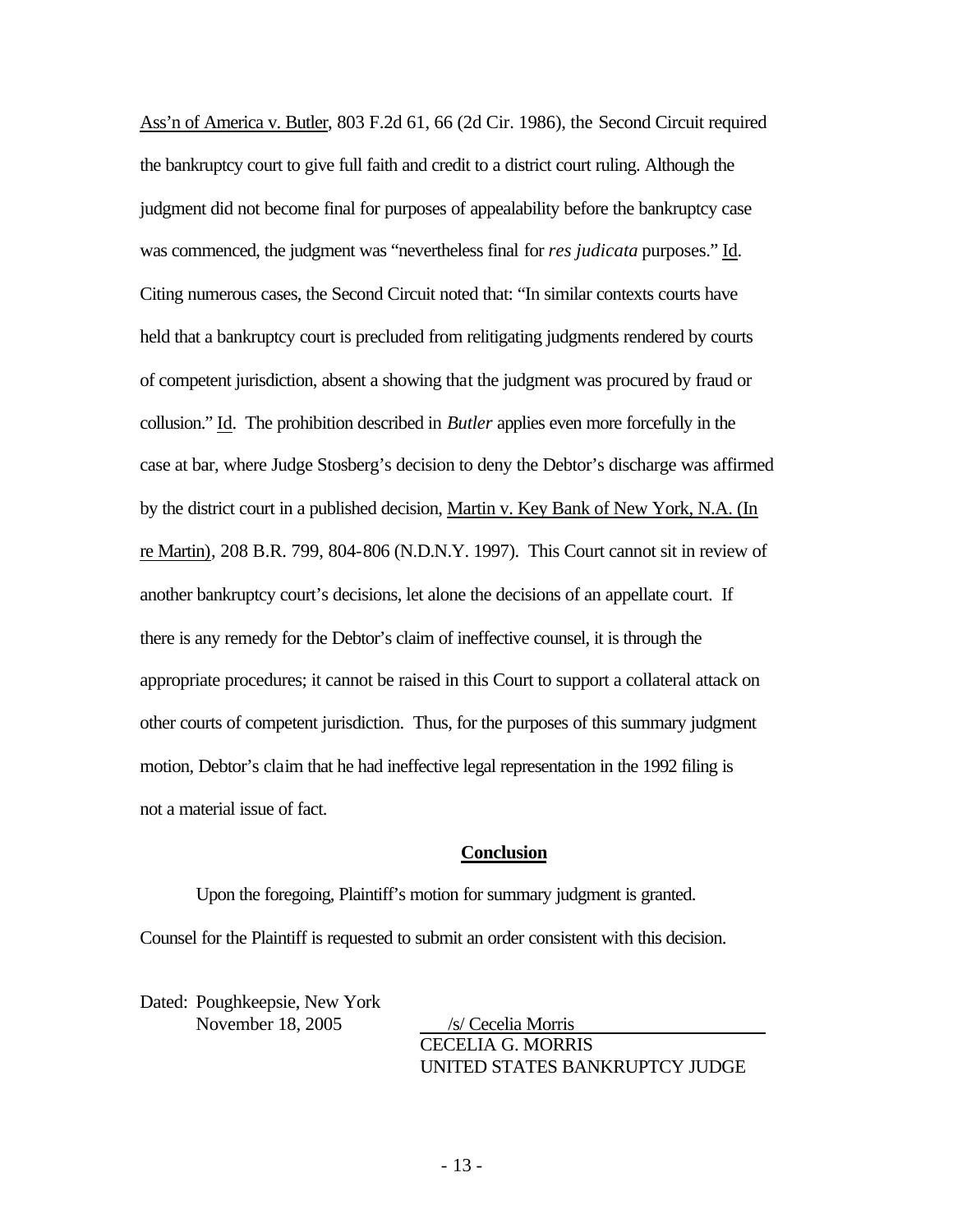Ass'n of America v. Butler, 803 F.2d 61, 66 (2d Cir. 1986), the Second Circuit required the bankruptcy court to give full faith and credit to a district court ruling. Although the judgment did not become final for purposes of appealability before the bankruptcy case was commenced, the judgment was "nevertheless final for *res judicata* purposes." Id. Citing numerous cases, the Second Circuit noted that: "In similar contexts courts have held that a bankruptcy court is precluded from relitigating judgments rendered by courts of competent jurisdiction, absent a showing that the judgment was procured by fraud or collusion." Id. The prohibition described in *Butler* applies even more forcefully in the case at bar, where Judge Stosberg's decision to deny the Debtor's discharge was affirmed by the district court in a published decision, Martin v. Key Bank of New York, N.A. (In re Martin), 208 B.R. 799, 804-806 (N.D.N.Y. 1997). This Court cannot sit in review of another bankruptcy court's decisions, let alone the decisions of an appellate court. If there is any remedy for the Debtor's claim of ineffective counsel, it is through the appropriate procedures; it cannot be raised in this Court to support a collateral attack on other courts of competent jurisdiction. Thus, for the purposes of this summary judgment motion, Debtor's claim that he had ineffective legal representation in the 1992 filing is not a material issue of fact.

## **Conclusion**

Upon the foregoing, Plaintiff's motion for summary judgment is granted. Counsel for the Plaintiff is requested to submit an order consistent with this decision.

Dated: Poughkeepsie, New York
November 18, 2005

/s/ Cecelia Morris
CECELIA G. MORRIS
UNITED STATES BANKRUPTCY JUDGE